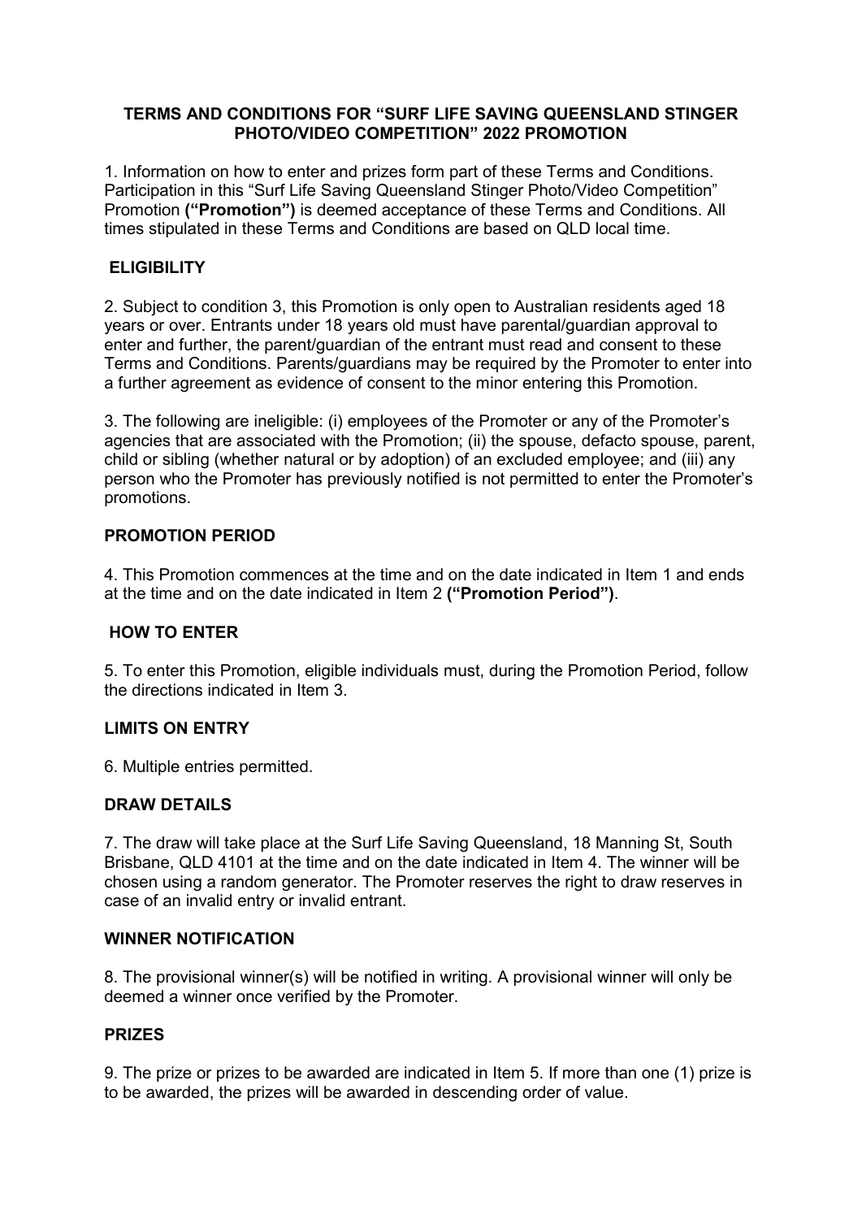# TERMS AND CONDITIONS FOR "SURF LIFE SAVING QUEENSLAND STINGER PHOTO/VIDEO COMPETITION" 2022 PROMOTION

1. Information on how to enter and prizes form part of these Terms and Conditions. Participation in this "Surf Life Saving Queensland Stinger Photo/Video Competition" Promotion **("Promotion")** is deemed acceptance of these Terms and Conditions. All times stipulated in these Terms and Conditions are based on QLD local time.

## ELIGIBILITY

2. Subject to condition 3, this Promotion is only open to Australian residents aged 18 years or over. Entrants under 18 years old must have parental/guardian approval to enter and further, the parent/guardian of the entrant must read and consent to these Terms and Conditions. Parents/guardians may be required by the Promoter to enter into a further agreement as evidence of consent to the minor entering this Promotion.

3. The following are ineligible: (i) employees of the Promoter or any of the Promoter's agencies that are associated with the Promotion; (ii) the spouse, defacto spouse, parent, child or sibling (whether natural or by adoption) of an excluded employee; and (iii) any person who the Promoter has previously notified is not permitted to enter the Promoter's promotions.

## PROMOTION PERIOD

4. This Promotion commences at the time and on the date indicated in Item 1 and ends at the time and on the date indicated in Item 2 **("Promotion Period")**.

## HOW TO ENTER

5. To enter this Promotion, eligible individuals must, during the Promotion Period, follow the directions indicated in Item 3.

## LIMITS ON ENTRY

6. Multiple entries permitted.

## DRAW DETAILS

7. The draw will take place at the Surf Life Saving Queensland, 18 Manning St, South Brisbane, QLD 4101 at the time and on the date indicated in Item 4. The winner will be chosen using a random generator. The Promoter reserves the right to draw reserves in case of an invalid entry or invalid entrant.

## WINNER NOTIFICATION

8. The provisional winner(s) will be notified in writing. A provisional winner will only be deemed a winner once verified by the Promoter.

## PRIZES

9. The prize or prizes to be awarded are indicated in Item 5. If more than one (1) prize is to be awarded, the prizes will be awarded in descending order of value.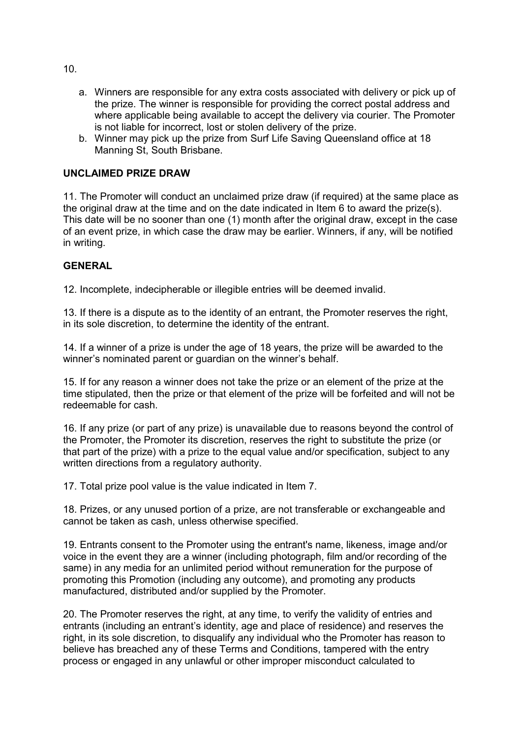10.

a. Winners are responsible for any extra costs associated with delivery or pick up of the prize. The winner is responsible for providing the correct postal address and where applicable being available to accept the delivery via courier. The Promoter is not liable for incorrect, lost or stolen delivery of the prize.
b. Winner may pick up the prize from Surf Life Saving Queensland office at 18 Manning St, South Brisbane.

**UNCLAIMED PRIZE DRAW**

11. The Promoter will conduct an unclaimed prize draw (if required) at the same place as the original draw at the time and on the date indicated in Item 6 to award the prize(s). This date will be no sooner than one (1) month after the original draw, except in the case of an event prize, in which case the draw may be earlier. Winners, if any, will be notified in writing.

**GENERAL**

12. Incomplete, indecipherable or illegible entries will be deemed invalid.

13. If there is a dispute as to the identity of an entrant, the Promoter reserves the right, in its sole discretion, to determine the identity of the entrant.

14. If a winner of a prize is under the age of 18 years, the prize will be awarded to the winner's nominated parent or guardian on the winner's behalf.

15. If for any reason a winner does not take the prize or an element of the prize at the time stipulated, then the prize or that element of the prize will be forfeited and will not be redeemable for cash.

16. If any prize (or part of any prize) is unavailable due to reasons beyond the control of the Promoter, the Promoter its discretion, reserves the right to substitute the prize (or that part of the prize) with a prize to the equal value and/or specification, subject to any written directions from a regulatory authority.

17. Total prize pool value is the value indicated in Item 7.

18. Prizes, or any unused portion of a prize, are not transferable or exchangeable and cannot be taken as cash, unless otherwise specified.

19. Entrants consent to the Promoter using the entrant's name, likeness, image and/or voice in the event they are a winner (including photograph, film and/or recording of the same) in any media for an unlimited period without remuneration for the purpose of promoting this Promotion (including any outcome), and promoting any products manufactured, distributed and/or supplied by the Promoter.

20. The Promoter reserves the right, at any time, to verify the validity of entries and entrants (including an entrant's identity, age and place of residence) and reserves the right, in its sole discretion, to disqualify any individual who the Promoter has reason to believe has breached any of these Terms and Conditions, tampered with the entry process or engaged in any unlawful or other improper misconduct calculated to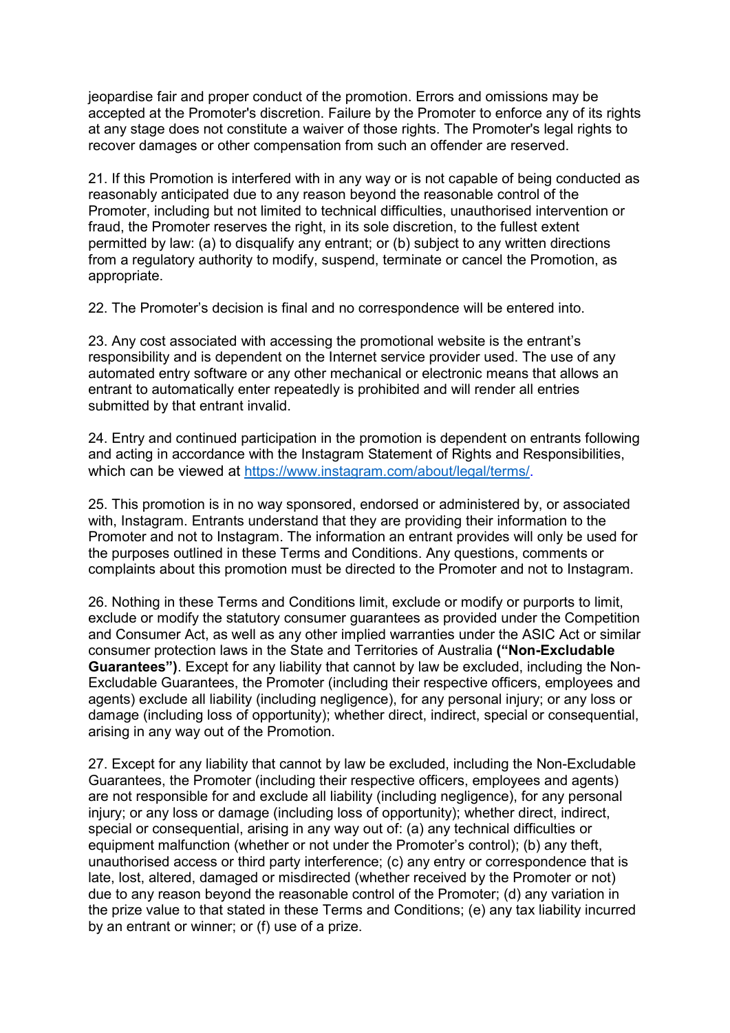jeopardise fair and proper conduct of the promotion. Errors and omissions may be accepted at the Promoter's discretion. Failure by the Promoter to enforce any of its rights at any stage does not constitute a waiver of those rights. The Promoter's legal rights to recover damages or other compensation from such an offender are reserved.

21. If this Promotion is interfered with in any way or is not capable of being conducted as reasonably anticipated due to any reason beyond the reasonable control of the Promoter, including but not limited to technical difficulties, unauthorised intervention or fraud, the Promoter reserves the right, in its sole discretion, to the fullest extent permitted by law: (a) to disqualify any entrant; or (b) subject to any written directions from a regulatory authority to modify, suspend, terminate or cancel the Promotion, as appropriate.

22. The Promoter's decision is final and no correspondence will be entered into.

23. Any cost associated with accessing the promotional website is the entrant's responsibility and is dependent on the Internet service provider used. The use of any automated entry software or any other mechanical or electronic means that allows an entrant to automatically enter repeatedly is prohibited and will render all entries submitted by that entrant invalid.

24. Entry and continued participation in the promotion is dependent on entrants following and acting in accordance with the Instagram Statement of Rights and Responsibilities, which can be viewed at [https://www.instagram.com/about/legal/terms/](https://www.instagram.com/about/legal/terms/).

25. This promotion is in no way sponsored, endorsed or administered by, or associated with, Instagram. Entrants understand that they are providing their information to the Promoter and not to Instagram. The information an entrant provides will only be used for the purposes outlined in these Terms and Conditions. Any questions, comments or complaints about this promotion must be directed to the Promoter and not to Instagram.

26. Nothing in these Terms and Conditions limit, exclude or modify or purports to limit, exclude or modify the statutory consumer guarantees as provided under the Competition and Consumer Act, as well as any other implied warranties under the ASIC Act or similar consumer protection laws in the State and Territories of Australia **("Non-Excludable Guarantees")**. Except for any liability that cannot by law be excluded, including the Non-Excludable Guarantees, the Promoter (including their respective officers, employees and agents) exclude all liability (including negligence), for any personal injury; or any loss or damage (including loss of opportunity); whether direct, indirect, special or consequential, arising in any way out of the Promotion.

27. Except for any liability that cannot by law be excluded, including the Non-Excludable Guarantees, the Promoter (including their respective officers, employees and agents) are not responsible for and exclude all liability (including negligence), for any personal injury; or any loss or damage (including loss of opportunity); whether direct, indirect, special or consequential, arising in any way out of: (a) any technical difficulties or equipment malfunction (whether or not under the Promoter's control); (b) any theft, unauthorised access or third party interference; (c) any entry or correspondence that is late, lost, altered, damaged or misdirected (whether received by the Promoter or not) due to any reason beyond the reasonable control of the Promoter; (d) any variation in the prize value to that stated in these Terms and Conditions; (e) any tax liability incurred by an entrant or winner; or (f) use of a prize.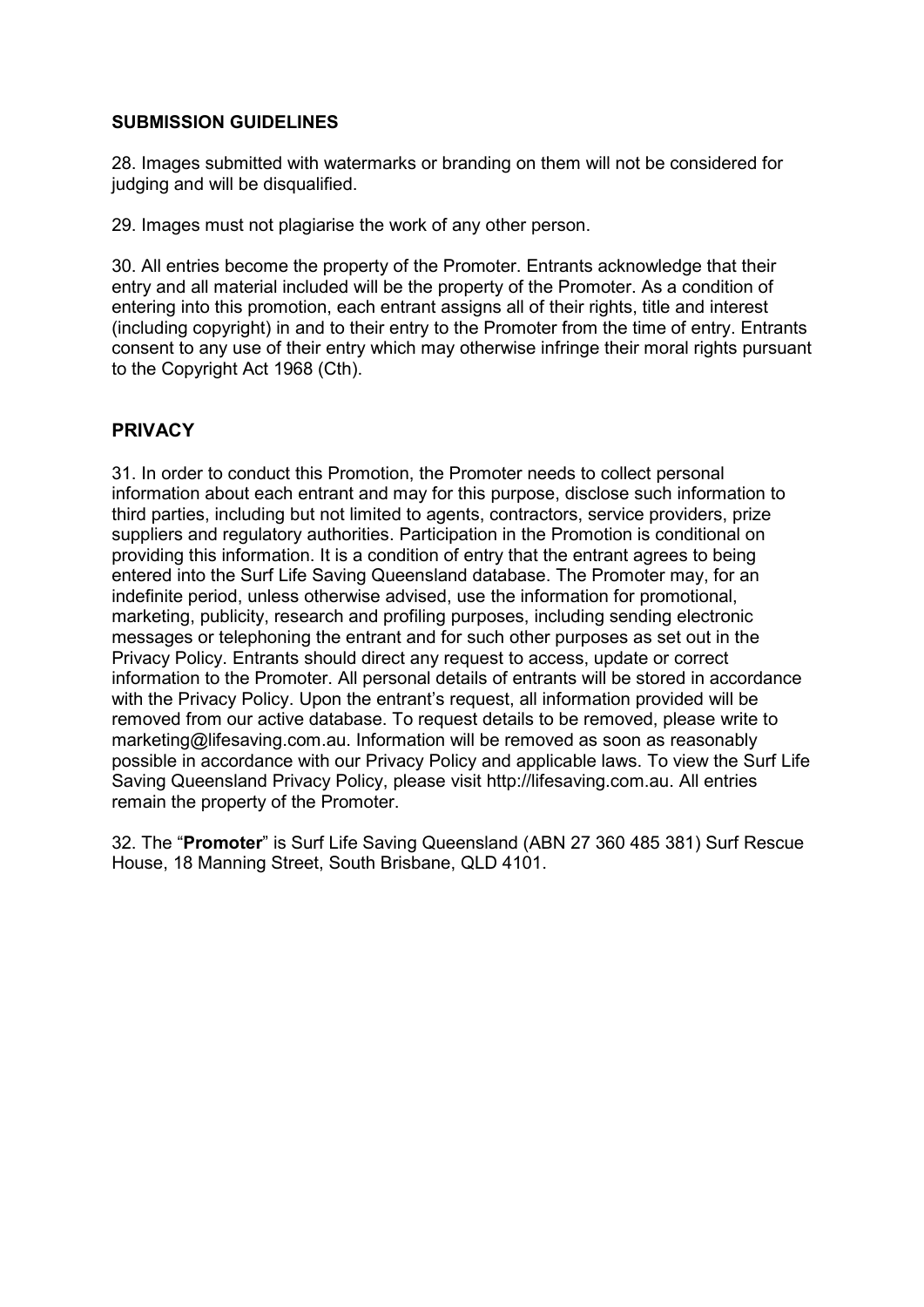## SUBMISSION GUIDELINES

28. Images submitted with watermarks or branding on them will not be considered for judging and will be disqualified.

29. Images must not plagiarise the work of any other person.

30. All entries become the property of the Promoter. Entrants acknowledge that their entry and all material included will be the property of the Promoter. As a condition of entering into this promotion, each entrant assigns all of their rights, title and interest (including copyright) in and to their entry to the Promoter from the time of entry. Entrants consent to any use of their entry which may otherwise infringe their moral rights pursuant to the Copyright Act 1968 (Cth).

## PRIVACY

31. In order to conduct this Promotion, the Promoter needs to collect personal information about each entrant and may for this purpose, disclose such information to third parties, including but not limited to agents, contractors, service providers, prize suppliers and regulatory authorities. Participation in the Promotion is conditional on providing this information. It is a condition of entry that the entrant agrees to being entered into the Surf Life Saving Queensland database. The Promoter may, for an indefinite period, unless otherwise advised, use the information for promotional, marketing, publicity, research and profiling purposes, including sending electronic messages or telephoning the entrant and for such other purposes as set out in the Privacy Policy. Entrants should direct any request to access, update or correct information to the Promoter. All personal details of entrants will be stored in accordance with the Privacy Policy. Upon the entrant's request, all information provided will be removed from our active database. To request details to be removed, please write to marketing@lifesaving.com.au. Information will be removed as soon as reasonably possible in accordance with our Privacy Policy and applicable laws. To view the Surf Life Saving Queensland Privacy Policy, please visit http://lifesaving.com.au. All entries remain the property of the Promoter.

32. The "**Promoter**" is Surf Life Saving Queensland (ABN 27 360 485 381) Surf Rescue House, 18 Manning Street, South Brisbane, QLD 4101.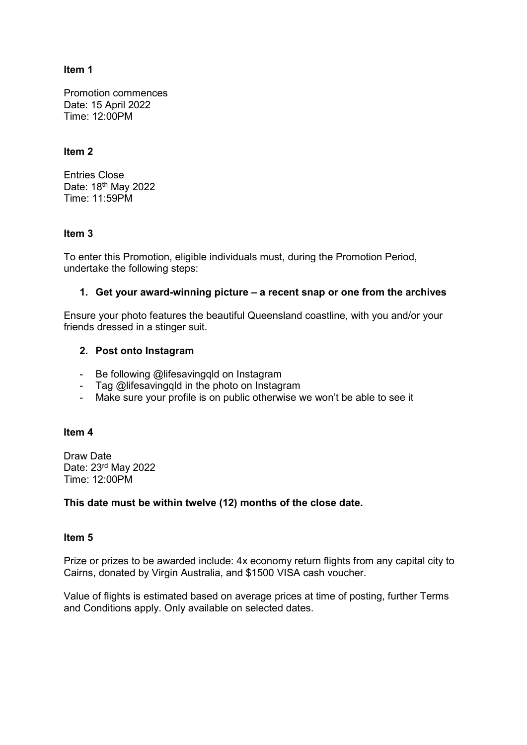**Item 1**

Promotion commences
Date: 15 April 2022
Time: 12:00PM

**Item 2**

Entries Close
Date: 18th May 2022
Time: 11:59PM

**Item 3**

To enter this Promotion, eligible individuals must, during the Promotion Period, undertake the following steps:

1. **Get your award-winning picture – a recent snap or one from the archives**

Ensure your photo features the beautiful Queensland coastline, with you and/or your friends dressed in a stinger suit.

2. **Post onto Instagram**

- Be following @lifesavingqld on Instagram
- Tag @lifesavingqld in the photo on Instagram
- Make sure your profile is on public otherwise we won't be able to see it

**Item 4**

Draw Date
Date: 23rd May 2022
Time: 12:00PM

**This date must be within twelve (12) months of the close date.**

**Item 5**

Prize or prizes to be awarded include: 4x economy return flights from any capital city to Cairns, donated by Virgin Australia, and $1500 VISA cash voucher.

Value of flights is estimated based on average prices at time of posting, further Terms and Conditions apply. Only available on selected dates.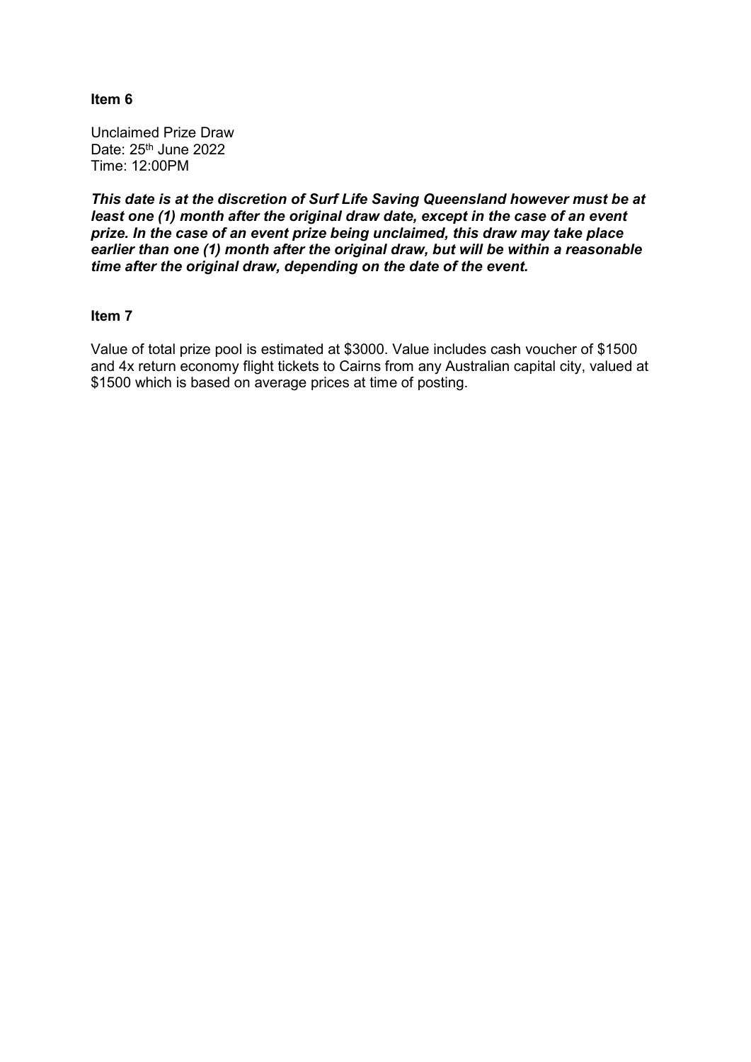**Item 6**

Unclaimed Prize Draw
Date: 25th June 2022
Time: 12:00PM

***This date is at the discretion of Surf Life Saving Queensland however must be at least one (1) month after the original draw date, except in the case of an event prize. In the case of an event prize being unclaimed, this draw may take place earlier than one (1) month after the original draw, but will be within a reasonable time after the original draw, depending on the date of the event.***

**Item 7**

Value of total prize pool is estimated at $3000. Value includes cash voucher of $1500 and 4x return economy flight tickets to Cairns from any Australian capital city, valued at $1500 which is based on average prices at time of posting.